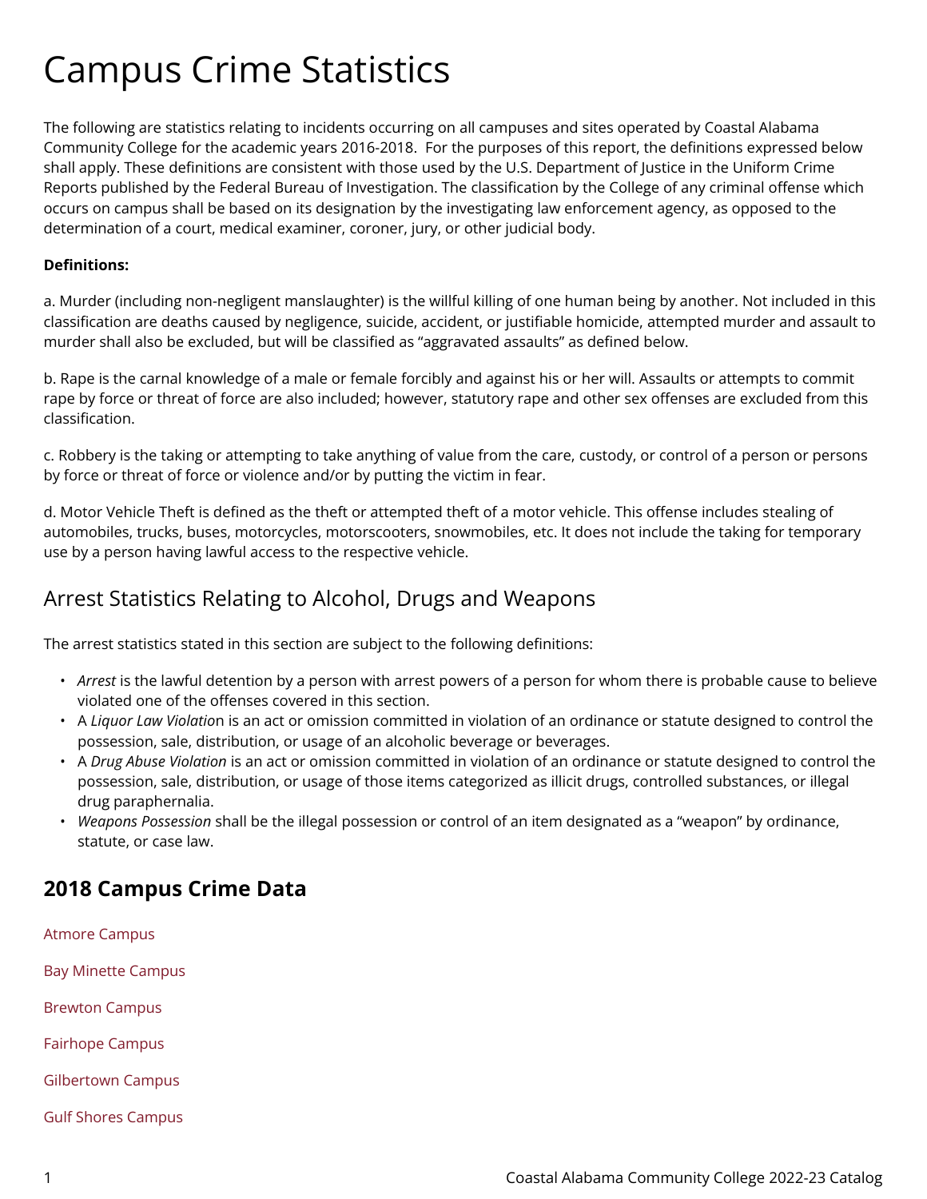# Campus Crime Statistics

The following are statistics relating to incidents occurring on all campuses and sites operated by Coastal Alabama Community College for the academic years 2016-2018. For the purposes of this report, the definitions expressed below shall apply. These definitions are consistent with those used by the U.S. Department of Justice in the Uniform Crime Reports published by the Federal Bureau of Investigation. The classification by the College of any criminal offense which occurs on campus shall be based on its designation by the investigating law enforcement agency, as opposed to the determination of a court, medical examiner, coroner, jury, or other judicial body.

**Definitions:**

a. Murder (including non-negligent manslaughter) is the willful killing of one human being by another. Not included in this classification are deaths caused by negligence, suicide, accident, or justifiable homicide, attempted murder and assault to murder shall also be excluded, but will be classified as "aggravated assaults" as defined below.

b. Rape is the carnal knowledge of a male or female forcibly and against his or her will. Assaults or attempts to commit rape by force or threat of force are also included; however, statutory rape and other sex offenses are excluded from this classification.

c. Robbery is the taking or attempting to take anything of value from the care, custody, or control of a person or persons by force or threat of force or violence and/or by putting the victim in fear.

d. Motor Vehicle Theft is defined as the theft or attempted theft of a motor vehicle. This offense includes stealing of automobiles, trucks, buses, motorcycles, motorscooters, snowmobiles, etc. It does not include the taking for temporary use by a person having lawful access to the respective vehicle.

## Arrest Statistics Relating to Alcohol, Drugs and Weapons

The arrest statistics stated in this section are subject to the following definitions:

- *Arrest* is the lawful detention by a person with arrest powers of a person for whom there is probable cause to believe violated one of the offenses covered in this section.
- A *Liquor Law Violation* is an act or omission committed in violation of an ordinance or statute designed to control the possession, sale, distribution, or usage of an alcoholic beverage or beverages.
- A *Drug Abuse Violation* is an act or omission committed in violation of an ordinance or statute designed to control the possession, sale, distribution, or usage of those items categorized as illicit drugs, controlled substances, or illegal drug paraphernalia.
- *Weapons Possession* shall be the illegal possession or control of an item designated as a "weapon" by ordinance, statute, or case law.

## 2018 Campus Crime Data

Atmore Campus

Bay Minette Campus

Brewton Campus

Fairhope Campus

Gilbertown Campus

Gulf Shores Campus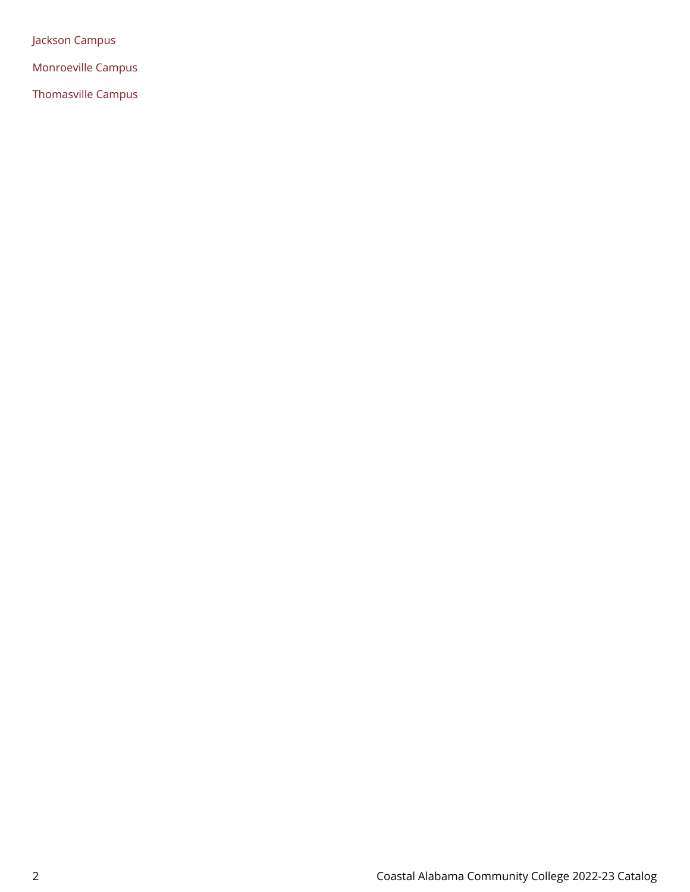Jackson Campus

Monroeville Campus

Thomasville Campus